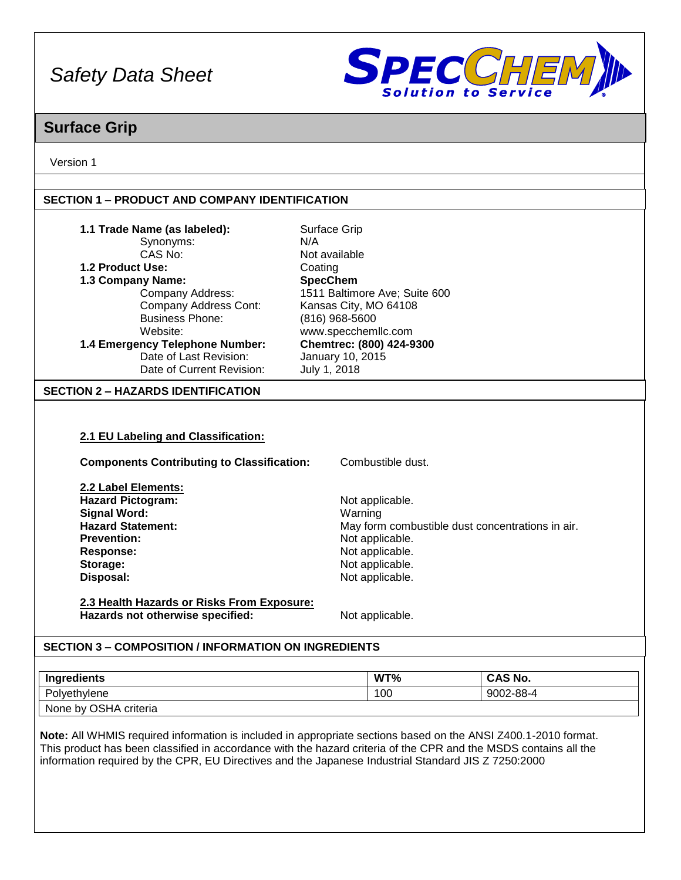# Safety Data Sheet

SPECCHEM
Solution to Service

## Surface Grip

Version 1

### SECTION 1 – PRODUCT AND COMPANY IDENTIFICATION

**1.1 Trade Name (as labeled):** Surface Grip
Synonyms: N/A
CAS No: Not available
**1.2 Product Use:** Coating
**1.3 Company Name:** **SpecChem**
Company Address: 1511 Baltimore Ave; Suite 600
Company Address Cont: Kansas City, MO 64108
Business Phone: (816) 968-5600
Website: www.specchemllc.com
**1.4 Emergency Telephone Number:** **Chemtrec: (800) 424-9300**
Date of Last Revision: January 10, 2015
Date of Current Revision: July 1, 2018

### SECTION 2 – HAZARDS IDENTIFICATION

**2.1 EU Labeling and Classification:**

**Components Contributing to Classification:** Combustible dust.

**2.2 Label Elements:**
**Hazard Pictogram:** Not applicable.
**Signal Word:** Warning
**Hazard Statement:** May form combustible dust concentrations in air.
**Prevention:** Not applicable.
**Response:** Not applicable.
**Storage:** Not applicable.
**Disposal:** Not applicable.

**2.3 Health Hazards or Risks From Exposure:**
**Hazards not otherwise specified:** Not applicable.

### SECTION 3 – COMPOSITION / INFORMATION ON INGREDIENTS

| Ingredients | WT% | CAS No. |
|---|---|---|
| Polyethylene | 100 | 9002-88-4 |
| None by OSHA criteria | | |

**Note:** All WHMIS required information is included in appropriate sections based on the ANSI Z400.1-2010 format. This product has been classified in accordance with the hazard criteria of the CPR and the MSDS contains all the information required by the CPR, EU Directives and the Japanese Industrial Standard JIS Z 7250:2000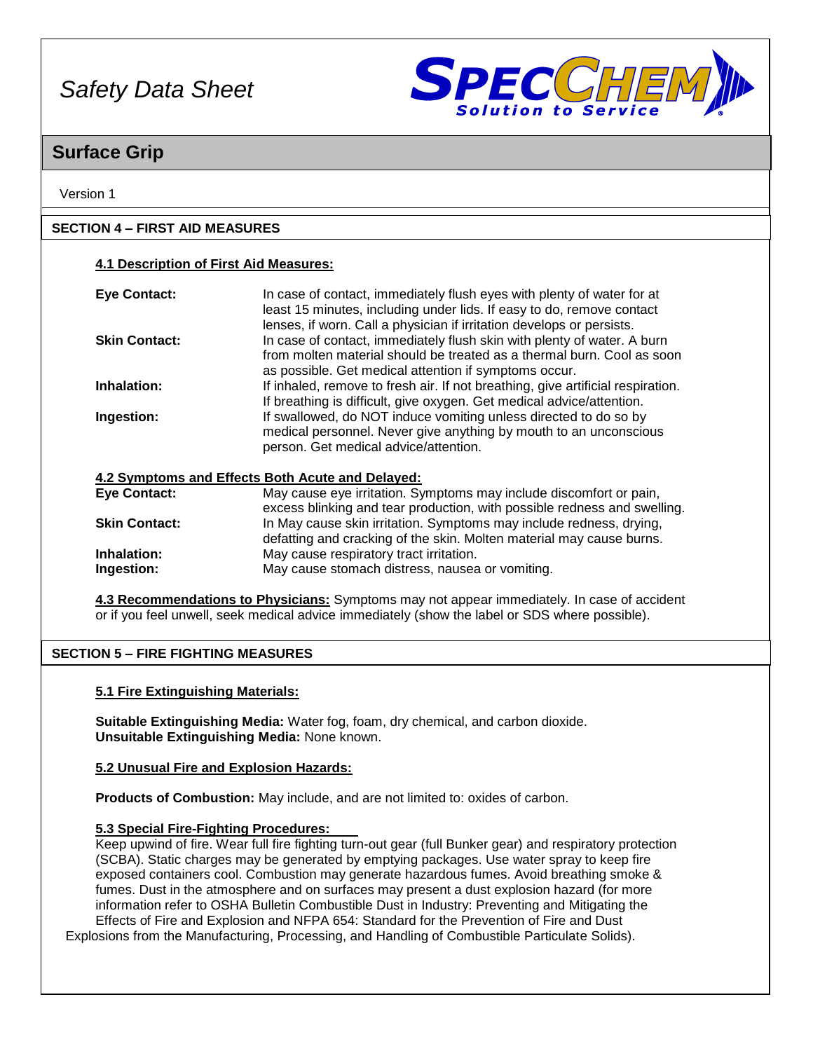*Safety Data Sheet*

## Surface Grip

Version 1

### SECTION 4 – FIRST AID MEASURES

**4.1 Description of First Aid Measures:**

| | |
|---|---|
| **Eye Contact:** | In case of contact, immediately flush eyes with plenty of water for at least 15 minutes, including under lids. If easy to do, remove contact lenses, if worn. Call a physician if irritation develops or persists. |
| **Skin Contact:** | In case of contact, immediately flush skin with plenty of water. A burn from molten material should be treated as a thermal burn. Cool as soon as possible. Get medical attention if symptoms occur. |
| **Inhalation:** | If inhaled, remove to fresh air. If not breathing, give artificial respiration. If breathing is difficult, give oxygen. Get medical advice/attention. |
| **Ingestion:** | If swallowed, do NOT induce vomiting unless directed to do so by medical personnel. Never give anything by mouth to an unconscious person. Get medical advice/attention. |

**4.2 Symptoms and Effects Both Acute and Delayed:**

| | |
|---|---|
| **Eye Contact:** | May cause eye irritation. Symptoms may include discomfort or pain, excess blinking and tear production, with possible redness and swelling. |
| **Skin Contact:** | In May cause skin irritation. Symptoms may include redness, drying, defatting and cracking of the skin. Molten material may cause burns. |
| **Inhalation:** | May cause respiratory tract irritation. |
| **Ingestion:** | May cause stomach distress, nausea or vomiting. |

**4.3 Recommendations to Physicians:** Symptoms may not appear immediately. In case of accident or if you feel unwell, seek medical advice immediately (show the label or SDS where possible).

### SECTION 5 – FIRE FIGHTING MEASURES

**5.1 Fire Extinguishing Materials:**

**Suitable Extinguishing Media:** Water fog, foam, dry chemical, and carbon dioxide.
**Unsuitable Extinguishing Media:** None known.

**5.2 Unusual Fire and Explosion Hazards:**

**Products of Combustion:** May include, and are not limited to: oxides of carbon.

**5.3 Special Fire-Fighting Procedures:**

Keep upwind of fire. Wear full fire fighting turn-out gear (full Bunker gear) and respiratory protection (SCBA). Static charges may be generated by emptying packages. Use water spray to keep fire exposed containers cool. Combustion may generate hazardous fumes. Avoid breathing smoke & fumes. Dust in the atmosphere and on surfaces may present a dust explosion hazard (for more information refer to OSHA Bulletin Combustible Dust in Industry: Preventing and Mitigating the Effects of Fire and Explosion and NFPA 654: Standard for the Prevention of Fire and Dust Explosions from the Manufacturing, Processing, and Handling of Combustible Particulate Solids).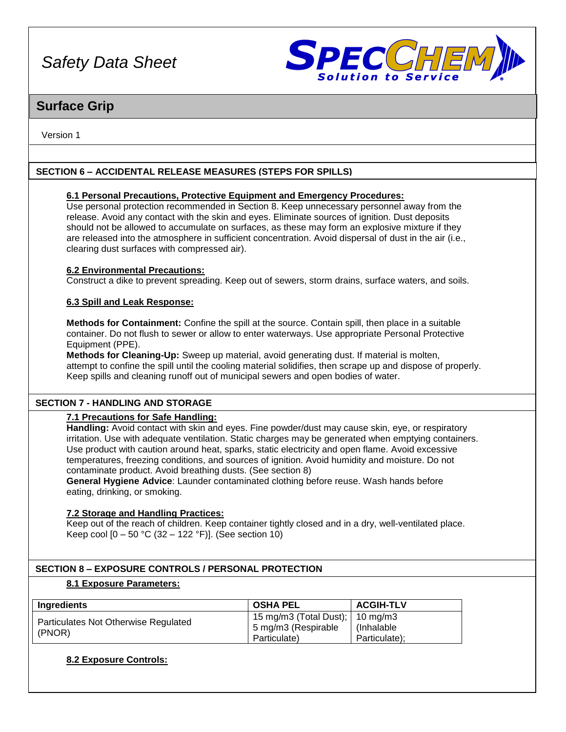# Safety Data Sheet

## Surface Grip

Version 1

## SECTION 6 – ACCIDENTAL RELEASE MEASURES (STEPS FOR SPILLS)

### 6.1 Personal Precautions, Protective Equipment and Emergency Procedures:

Use personal protection recommended in Section 8. Keep unnecessary personnel away from the release. Avoid any contact with the skin and eyes. Eliminate sources of ignition. Dust deposits should not be allowed to accumulate on surfaces, as these may form an explosive mixture if they are released into the atmosphere in sufficient concentration. Avoid dispersal of dust in the air (i.e., clearing dust surfaces with compressed air).

### 6.2 Environmental Precautions:

Construct a dike to prevent spreading. Keep out of sewers, storm drains, surface waters, and soils.

### 6.3 Spill and Leak Response:

**Methods for Containment:** Confine the spill at the source. Contain spill, then place in a suitable container. Do not flush to sewer or allow to enter waterways. Use appropriate Personal Protective Equipment (PPE).

**Methods for Cleaning-Up:** Sweep up material, avoid generating dust. If material is molten, attempt to confine the spill until the cooling material solidifies, then scrape up and dispose of properly. Keep spills and cleaning runoff out of municipal sewers and open bodies of water.

## SECTION 7 - HANDLING AND STORAGE

### 7.1 Precautions for Safe Handling:

**Handling:** Avoid contact with skin and eyes. Fine powder/dust may cause skin, eye, or respiratory irritation. Use with adequate ventilation. Static charges may be generated when emptying containers. Use product with caution around heat, sparks, static electricity and open flame. Avoid excessive temperatures, freezing conditions, and sources of ignition. Avoid humidity and moisture. Do not contaminate product. Avoid breathing dusts. (See section 8)

**General Hygiene Advice**: Launder contaminated clothing before reuse. Wash hands before eating, drinking, or smoking.

### 7.2 Storage and Handling Practices:

Keep out of the reach of children. Keep container tightly closed and in a dry, well-ventilated place. Keep cool [0 – 50 °C (32 – 122 °F)]. (See section 10)

## SECTION 8 – EXPOSURE CONTROLS / PERSONAL PROTECTION

### 8.1 Exposure Parameters:

| Ingredients | OSHA PEL | ACGIH-TLV |
|---|---|---|
| Particulates Not Otherwise Regulated (PNOR) | 15 mg/m3 (Total Dust); 5 mg/m3 (Respirable Particulate) | 10 mg/m3 (Inhalable Particulate); |

### 8.2 Exposure Controls: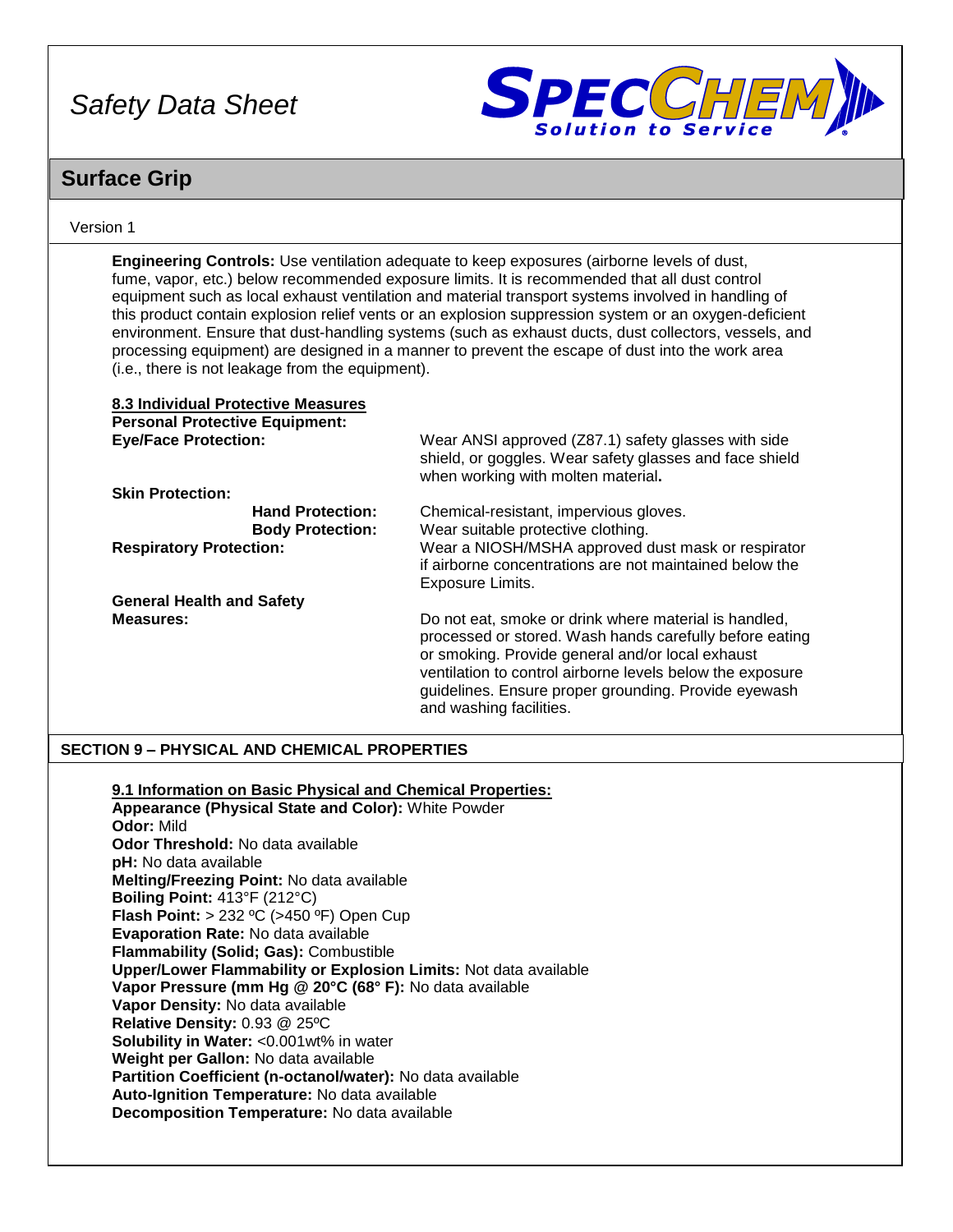**Engineering Controls:** Use ventilation adequate to keep exposures (airborne levels of dust, fume, vapor, etc.) below recommended exposure limits. It is recommended that all dust control equipment such as local exhaust ventilation and material transport systems involved in handling of this product contain explosion relief vents or an explosion suppression system or an oxygen-deficient environment. Ensure that dust-handling systems (such as exhaust ducts, dust collectors, vessels, and processing equipment) are designed in a manner to prevent the escape of dust into the work area (i.e., there is not leakage from the equipment).

**8.3 Individual Protective Measures**

**Personal Protective Equipment:**

**Eye/Face Protection:** Wear ANSI approved (Z87.1) safety glasses with side shield, or goggles. Wear safety glasses and face shield when working with molten material.

**Skin Protection:**

**Hand Protection:** Chemical-resistant, impervious gloves.

**Body Protection:** Wear suitable protective clothing.

**Respiratory Protection:** Wear a NIOSH/MSHA approved dust mask or respirator if airborne concentrations are not maintained below the Exposure Limits.

**General Health and Safety Measures:** Do not eat, smoke or drink where material is handled, processed or stored. Wash hands carefully before eating or smoking. Provide general and/or local exhaust ventilation to control airborne levels below the exposure guidelines. Ensure proper grounding. Provide eyewash and washing facilities.

## SECTION 9 – PHYSICAL AND CHEMICAL PROPERTIES

**9.1 Information on Basic Physical and Chemical Properties:**

**Appearance (Physical State and Color):** White Powder
**Odor:** Mild
**Odor Threshold:** No data available
**pH:** No data available
**Melting/Freezing Point:** No data available
**Boiling Point:** 413°F (212°C)
**Flash Point:** > 232 ºC (>450 ºF) Open Cup
**Evaporation Rate:** No data available
**Flammability (Solid; Gas):** Combustible
**Upper/Lower Flammability or Explosion Limits:** Not data available
**Vapor Pressure (mm Hg @ 20°C (68° F):** No data available
**Vapor Density:** No data available
**Relative Density:** 0.93 @ 25ºC
**Solubility in Water:** <0.001wt% in water
**Weight per Gallon:** No data available
**Partition Coefficient (n-octanol/water):** No data available
**Auto-Ignition Temperature:** No data available
**Decomposition Temperature:** No data available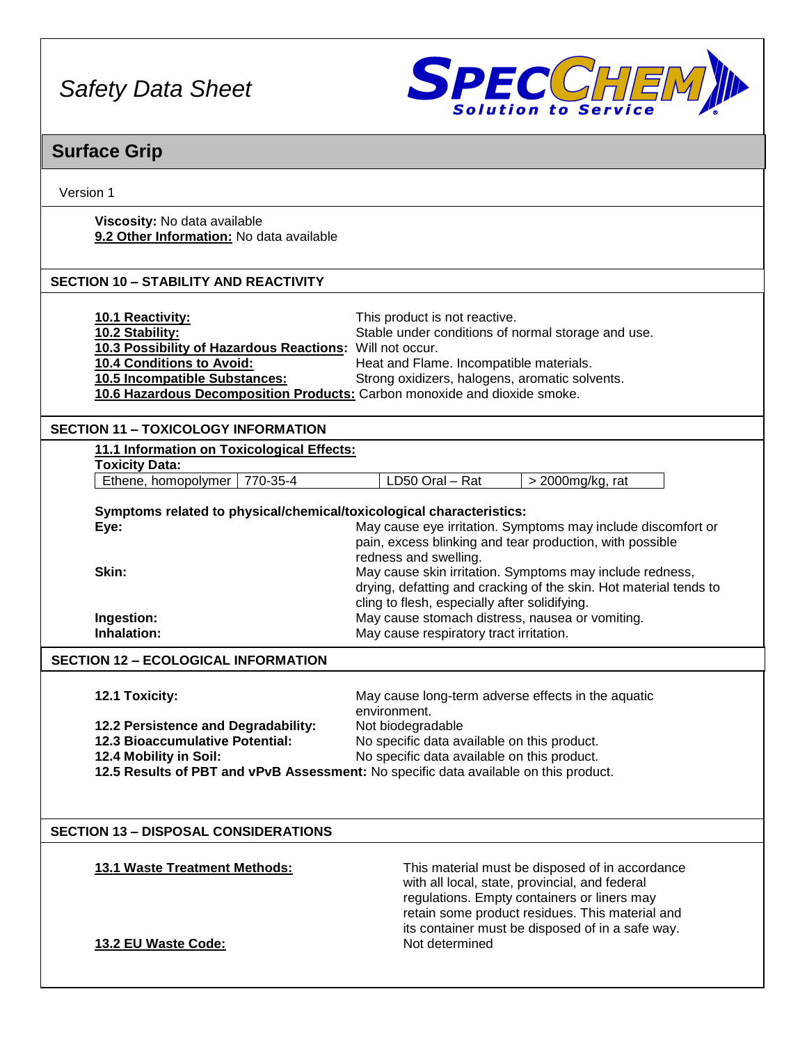**Viscosity:** No data available
**9.2 Other Information:** No data available

## SECTION 10 – STABILITY AND REACTIVITY

**10.1 Reactivity:** This product is not reactive.
**10.2 Stability:** Stable under conditions of normal storage and use.
**10.3 Possibility of Hazardous Reactions:** Will not occur.
**10.4 Conditions to Avoid:** Heat and Flame. Incompatible materials.
**10.5 Incompatible Substances:** Strong oxidizers, halogens, aromatic solvents.
**10.6 Hazardous Decomposition Products:** Carbon monoxide and dioxide smoke.

## SECTION 11 – TOXICOLOGY INFORMATION

**11.1 Information on Toxicological Effects:**
**Toxicity Data:**

| | | | |
|---|---|---|---|
| Ethene, homopolymer | 770-35-4 | LD50 Oral – Rat | > 2000mg/kg, rat |

**Symptoms related to physical/chemical/toxicological characteristics:**

**Eye:** May cause eye irritation. Symptoms may include discomfort or pain, excess blinking and tear production, with possible redness and swelling.
**Skin:** May cause skin irritation. Symptoms may include redness, drying, defatting and cracking of the skin. Hot material tends to cling to flesh, especially after solidifying.
**Ingestion:** May cause stomach distress, nausea or vomiting.
**Inhalation:** May cause respiratory tract irritation.

## SECTION 12 – ECOLOGICAL INFORMATION

**12.1 Toxicity:** May cause long-term adverse effects in the aquatic environment.
**12.2 Persistence and Degradability:** Not biodegradable
**12.3 Bioaccumulative Potential:** No specific data available on this product.
**12.4 Mobility in Soil:** No specific data available on this product.
**12.5 Results of PBT and vPvB Assessment:** No specific data available on this product.

## SECTION 13 – DISPOSAL CONSIDERATIONS

**13.1 Waste Treatment Methods:** This material must be disposed of in accordance with all local, state, provincial, and federal regulations. Empty containers or liners may retain some product residues. This material and its container must be disposed of in a safe way.
**13.2 EU Waste Code:** Not determined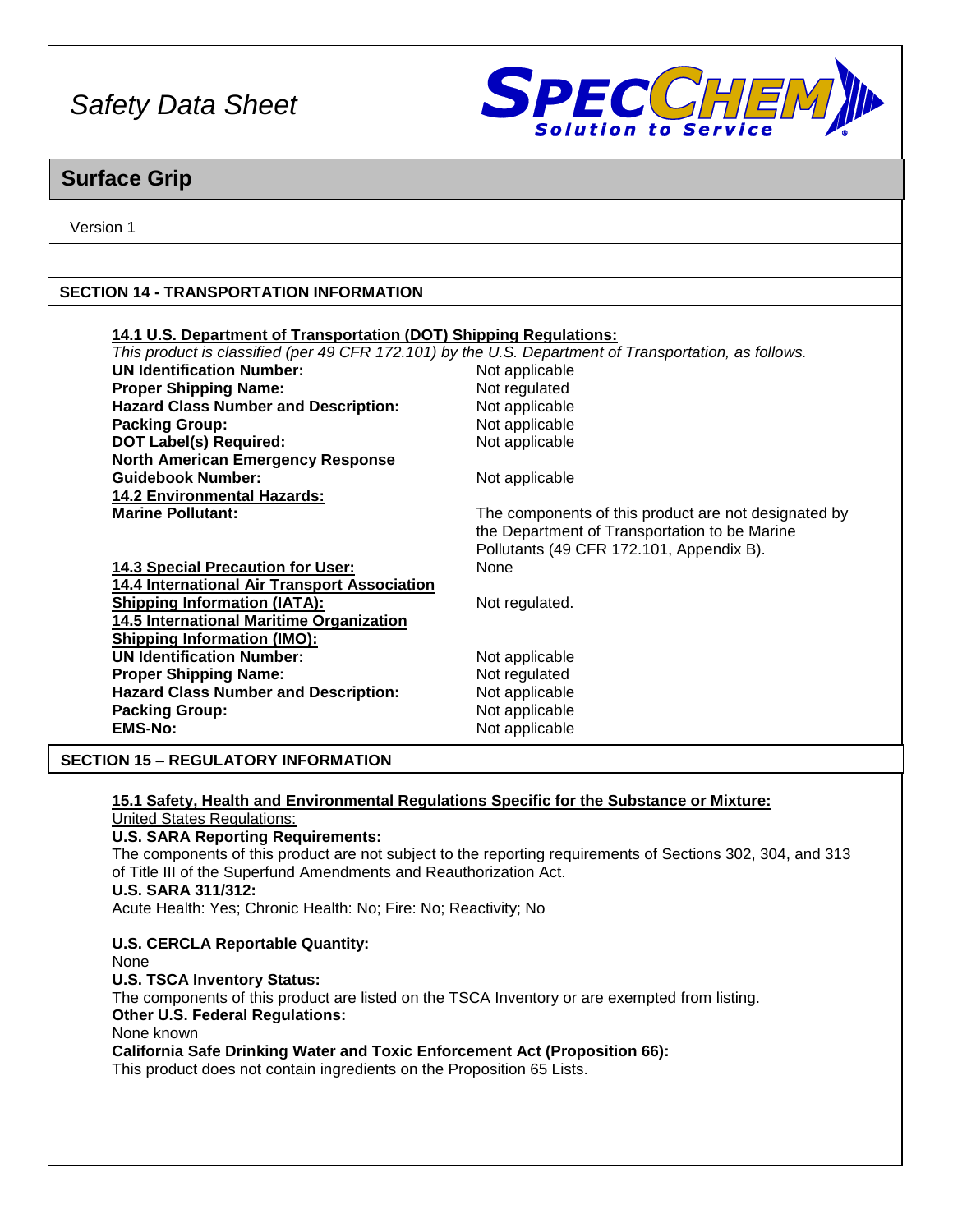# Safety Data Sheet

## Surface Grip

Version 1

## SECTION 14 - TRANSPORTATION INFORMATION

**14.1 U.S. Department of Transportation (DOT) Shipping Regulations:**

*This product is classified (per 49 CFR 172.101) by the U.S. Department of Transportation, as follows.*

| | |
|---|---|
| **UN Identification Number:** | Not applicable |
| **Proper Shipping Name:** | Not regulated |
| **Hazard Class Number and Description:** | Not applicable |
| **Packing Group:** | Not applicable |
| **DOT Label(s) Required:** | Not applicable |
| **North American Emergency Response Guidebook Number:** | Not applicable |
| **14.2 Environmental Hazards:** | |
| **Marine Pollutant:** | The components of this product are not designated by the Department of Transportation to be Marine Pollutants (49 CFR 172.101, Appendix B). |
| **14.3 Special Precaution for User:** | None |
| **14.4 International Air Transport Association Shipping Information (IATA):** | Not regulated. |
| **14.5 International Maritime Organization Shipping Information (IMO):** | |
| **UN Identification Number:** | Not applicable |
| **Proper Shipping Name:** | Not regulated |
| **Hazard Class Number and Description:** | Not applicable |
| **Packing Group:** | Not applicable |
| **EMS-No:** | Not applicable |

## SECTION 15 – REGULATORY INFORMATION

**15.1 Safety, Health and Environmental Regulations Specific for the Substance or Mixture:**

United States Regulations:

**U.S. SARA Reporting Requirements:**

The components of this product are not subject to the reporting requirements of Sections 302, 304, and 313 of Title III of the Superfund Amendments and Reauthorization Act.

**U.S. SARA 311/312:**

Acute Health: Yes; Chronic Health: No; Fire: No; Reactivity; No

**U.S. CERCLA Reportable Quantity:**

None

**U.S. TSCA Inventory Status:**

The components of this product are listed on the TSCA Inventory or are exempted from listing.

**Other U.S. Federal Regulations:**

None known

**California Safe Drinking Water and Toxic Enforcement Act (Proposition 66):**

This product does not contain ingredients on the Proposition 65 Lists.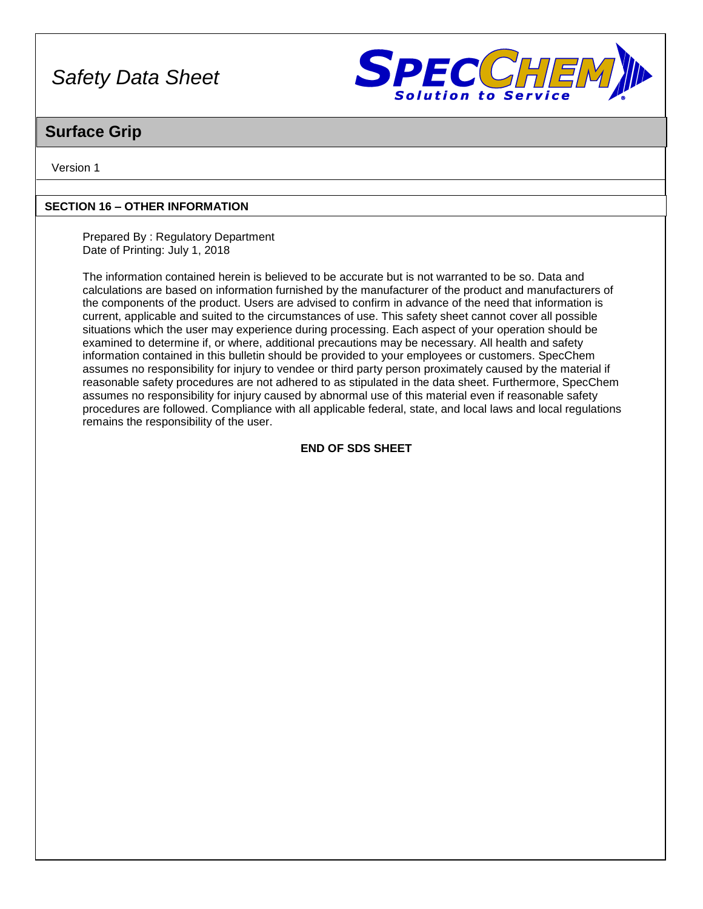# Safety Data Sheet

## Surface Grip

Version 1

### SECTION 16 – OTHER INFORMATION

Prepared By : Regulatory Department
Date of Printing: July 1, 2018

The information contained herein is believed to be accurate but is not warranted to be so. Data and calculations are based on information furnished by the manufacturer of the product and manufacturers of the components of the product. Users are advised to confirm in advance of the need that information is current, applicable and suited to the circumstances of use. This safety sheet cannot cover all possible situations which the user may experience during processing. Each aspect of your operation should be examined to determine if, or where, additional precautions may be necessary. All health and safety information contained in this bulletin should be provided to your employees or customers. SpecChem assumes no responsibility for injury to vendee or third party person proximately caused by the material if reasonable safety procedures are not adhered to as stipulated in the data sheet. Furthermore, SpecChem assumes no responsibility for injury caused by abnormal use of this material even if reasonable safety procedures are followed. Compliance with all applicable federal, state, and local laws and local regulations remains the responsibility of the user.

**END OF SDS SHEET**